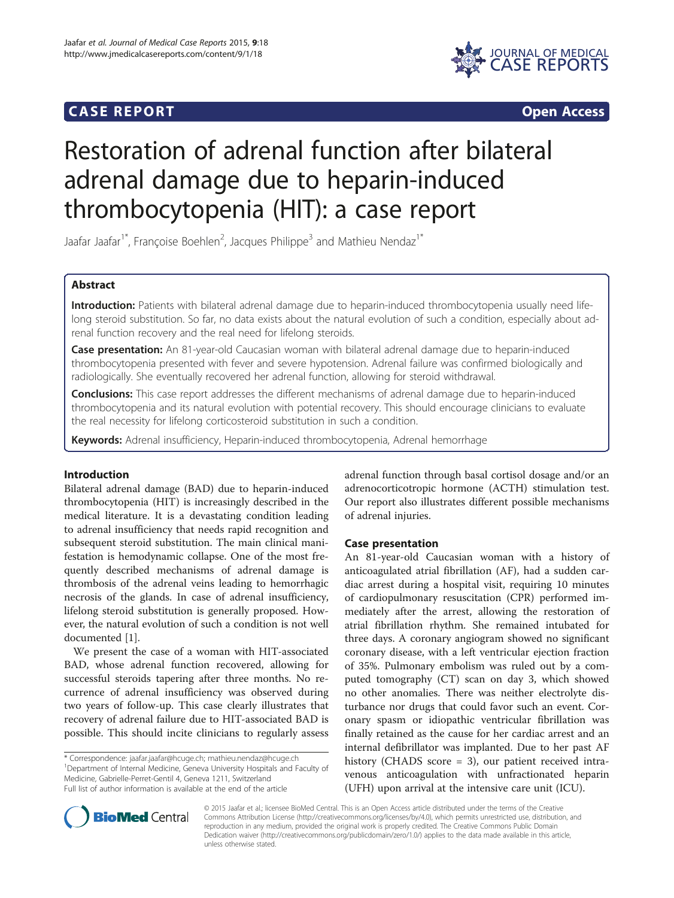# CASE REPORT

**Open Access**

# Restoration of adrenal function after bilateral adrenal damage due to heparin-induced thrombocytopenia (HIT): a case report

Jaafar Jaafar[1*], Françoise Boehlen[2], Jacques Philippe[3] and Mathieu Nendaz[1*]

## Abstract

**Introduction:** Patients with bilateral adrenal damage due to heparin-induced thrombocytopenia usually need lifelong steroid substitution. So far, no data exists about the natural evolution of such a condition, especially about adrenal function recovery and the real need for lifelong steroids.

**Case presentation:** An 81-year-old Caucasian woman with bilateral adrenal damage due to heparin-induced thrombocytopenia presented with fever and severe hypotension. Adrenal failure was confirmed biologically and radiologically. She eventually recovered her adrenal function, allowing for steroid withdrawal.

**Conclusions:** This case report addresses the different mechanisms of adrenal damage due to heparin-induced thrombocytopenia and its natural evolution with potential recovery. This should encourage clinicians to evaluate the real necessity for lifelong corticosteroid substitution in such a condition.

**Keywords:** Adrenal insufficiency, Heparin-induced thrombocytopenia, Adrenal hemorrhage

## Introduction

Bilateral adrenal damage (BAD) due to heparin-induced thrombocytopenia (HIT) is increasingly described in the medical literature. It is a devastating condition leading to adrenal insufficiency that needs rapid recognition and subsequent steroid substitution. The main clinical manifestation is hemodynamic collapse. One of the most frequently described mechanisms of adrenal damage is thrombosis of the adrenal veins leading to hemorrhagic necrosis of the glands. In case of adrenal insufficiency, lifelong steroid substitution is generally proposed. However, the natural evolution of such a condition is not well documented [1].

We present the case of a woman with HIT-associated BAD, whose adrenal function recovered, allowing for successful steroids tapering after three months. No recurrence of adrenal insufficiency was observed during two years of follow-up. This case clearly illustrates that recovery of adrenal failure due to HIT-associated BAD is possible. This should incite clinicians to regularly assess adrenal function through basal cortisol dosage and/or an adrenocorticotropic hormone (ACTH) stimulation test. Our report also illustrates different possible mechanisms of adrenal injuries.

## Case presentation

An 81-year-old Caucasian woman with a history of anticoagulated atrial fibrillation (AF), had a sudden cardiac arrest during a hospital visit, requiring 10 minutes of cardiopulmonary resuscitation (CPR) performed immediately after the arrest, allowing the restoration of atrial fibrillation rhythm. She remained intubated for three days. A coronary angiogram showed no significant coronary disease, with a left ventricular ejection fraction of 35%. Pulmonary embolism was ruled out by a computed tomography (CT) scan on day 3, which showed no other anomalies. There was neither electrolyte disturbance nor drugs that could favor such an event. Coronary spasm or idiopathic ventricular fibrillation was finally retained as the cause for her cardiac arrest and an internal defibrillator was implanted. Due to her past AF history (CHADS score = 3), our patient received intravenous anticoagulation with unfractionated heparin (UFH) upon arrival at the intensive care unit (ICU).

\* Correspondence: jaafar.jaafar@hcuge.ch; mathieu.nendaz@hcuge.ch
[1]Department of Internal Medicine, Geneva University Hospitals and Faculty of Medicine, Gabrielle-Perret-Gentil 4, Geneva 1211, Switzerland
Full list of author information is available at the end of the article

© 2015 Jaafar et al.; licensee BioMed Central. This is an Open Access article distributed under the terms of the Creative Commons Attribution License (http://creativecommons.org/licenses/by/4.0), which permits unrestricted use, distribution, and reproduction in any medium, provided the original work is properly credited. The Creative Commons Public Domain Dedication waiver (http://creativecommons.org/publicdomain/zero/1.0/) applies to the data made available in this article, unless otherwise stated.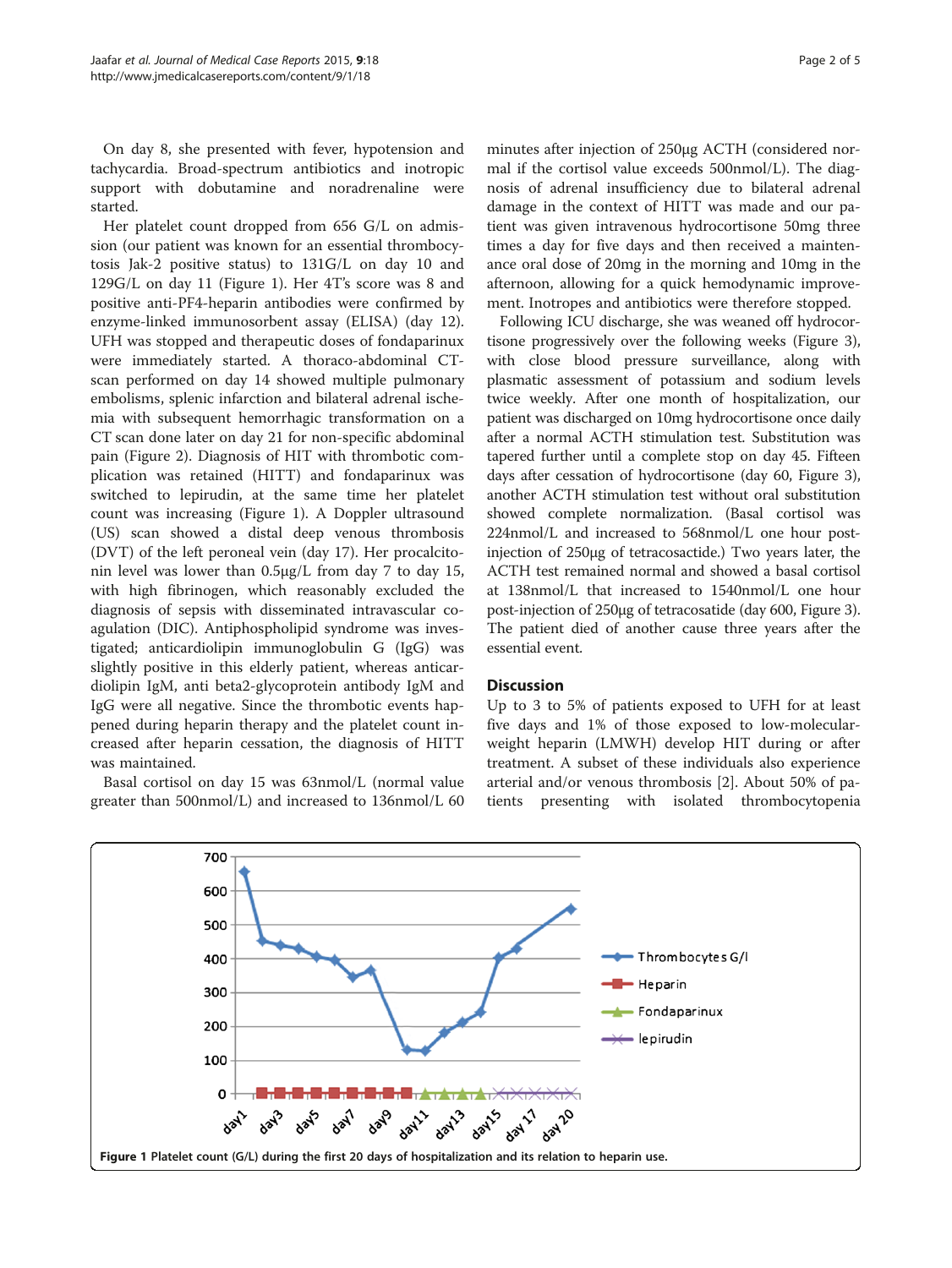On day 8, she presented with fever, hypotension and tachycardia. Broad-spectrum antibiotics and inotropic support with dobutamine and noradrenaline were started.

Her platelet count dropped from 656 G/L on admission (our patient was known for an essential thrombocytosis Jak-2 positive status) to 131G/L on day 10 and 129G/L on day 11 (Figure 1). Her 4T's score was 8 and positive anti-PF4-heparin antibodies were confirmed by enzyme-linked immunosorbent assay (ELISA) (day 12). UFH was stopped and therapeutic doses of fondaparinux were immediately started. A thoraco-abdominal CT-scan performed on day 14 showed multiple pulmonary embolisms, splenic infarction and bilateral adrenal ischemia with subsequent hemorrhagic transformation on a CT scan done later on day 21 for non-specific abdominal pain (Figure 2). Diagnosis of HIT with thrombotic complication was retained (HITT) and fondaparinux was switched to lepirudin, at the same time her platelet count was increasing (Figure 1). A Doppler ultrasound (US) scan showed a distal deep venous thrombosis (DVT) of the left peroneal vein (day 17). Her procalcitonin level was lower than 0.5μg/L from day 7 to day 15, with high fibrinogen, which reasonably excluded the diagnosis of sepsis with disseminated intravascular coagulation (DIC). Antiphospholipid syndrome was investigated; anticardiolipin immunoglobulin G (IgG) was slightly positive in this elderly patient, whereas anticardiolipin IgM, anti beta2-glycoprotein antibody IgM and IgG were all negative. Since the thrombotic events happened during heparin therapy and the platelet count increased after heparin cessation, the diagnosis of HITT was maintained.

Basal cortisol on day 15 was 63nmol/L (normal value greater than 500nmol/L) and increased to 136nmol/L 60 minutes after injection of 250μg ACTH (considered normal if the cortisol value exceeds 500nmol/L). The diagnosis of adrenal insufficiency due to bilateral adrenal damage in the context of HITT was made and our patient was given intravenous hydrocortisone 50mg three times a day for five days and then received a maintenance oral dose of 20mg in the morning and 10mg in the afternoon, allowing for a quick hemodynamic improvement. Inotropes and antibiotics were therefore stopped.

Following ICU discharge, she was weaned off hydrocortisone progressively over the following weeks (Figure 3), with close blood pressure surveillance, along with plasmatic assessment of potassium and sodium levels twice weekly. After one month of hospitalization, our patient was discharged on 10mg hydrocortisone once daily after a normal ACTH stimulation test. Substitution was tapered further until a complete stop on day 45. Fifteen days after cessation of hydrocortisone (day 60, Figure 3), another ACTH stimulation test without oral substitution showed complete normalization. (Basal cortisol was 224nmol/L and increased to 568nmol/L one hour post-injection of 250μg of tetracosactide.) Two years later, the ACTH test remained normal and showed a basal cortisol at 138nmol/L that increased to 1540nmol/L one hour post-injection of 250μg of tetracosatide (day 600, Figure 3). The patient died of another cause three years after the essential event.

## Discussion

Up to 3 to 5% of patients exposed to UFH for at least five days and 1% of those exposed to low-molecular-weight heparin (LMWH) develop HIT during or after treatment. A subset of these individuals also experience arterial and/or venous thrombosis [2]. About 50% of patients presenting with isolated thrombocytopenia

**Figure 1** Platelet count (G/L) during the first 20 days of hospitalization and its relation to heparin use.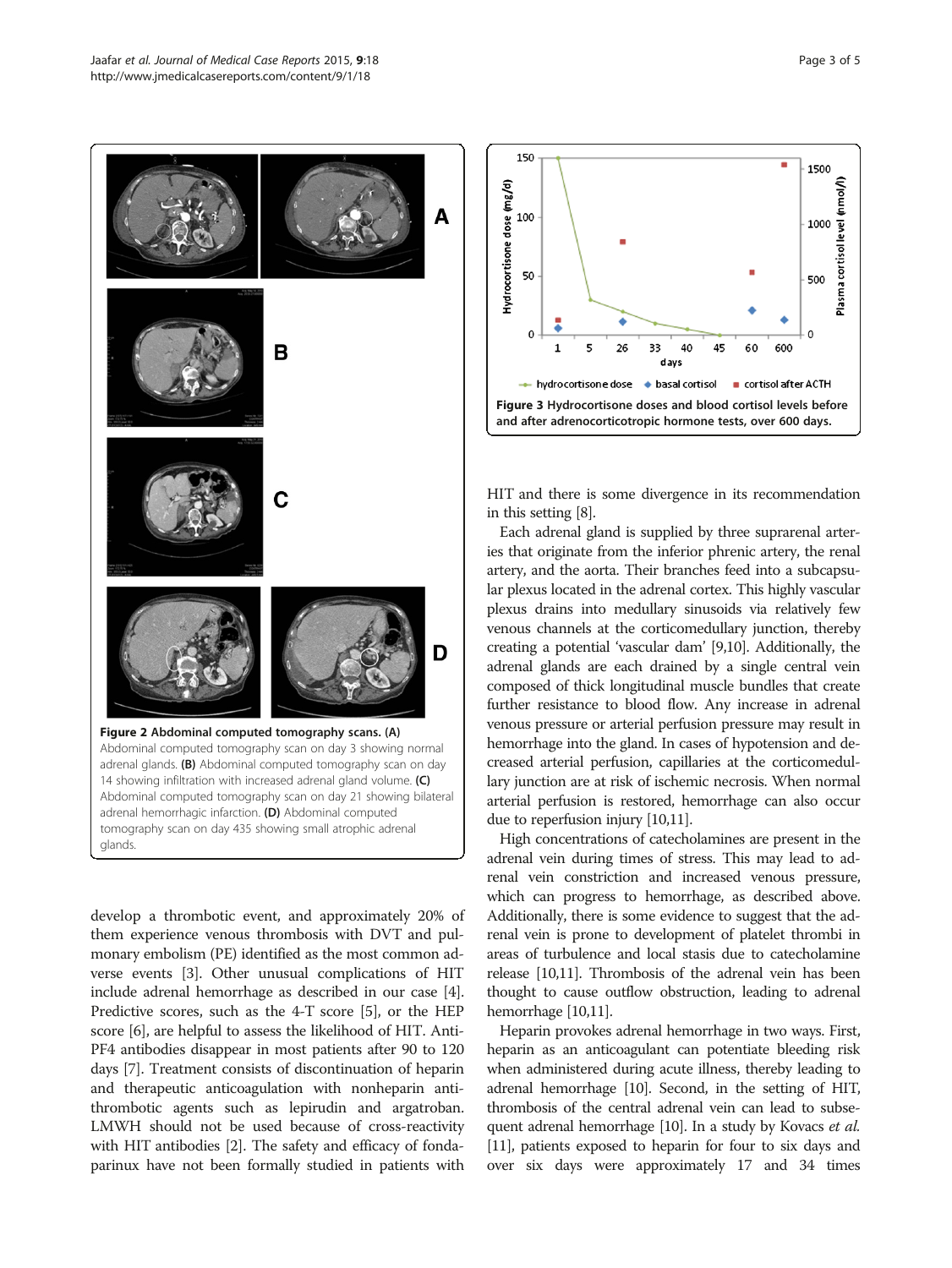Figure 2 Abdominal computed tomography scans. (A) Abdominal computed tomography scan on day 3 showing normal adrenal glands. (B) Abdominal computed tomography scan on day 14 showing infiltration with increased adrenal gland volume. (C) Abdominal computed tomography scan on day 21 showing bilateral adrenal hemorrhagic infarction. (D) Abdominal computed tomography scan on day 435 showing small atrophic adrenal glands.

Figure 3 Hydrocortisone doses and blood cortisol levels before and after adrenocorticotropic hormone tests, over 600 days.

develop a thrombotic event, and approximately 20% of them experience venous thrombosis with DVT and pulmonary embolism (PE) identified as the most common adverse events [3]. Other unusual complications of HIT include adrenal hemorrhage as described in our case [4]. Predictive scores, such as the 4-T score [5], or the HEP score [6], are helpful to assess the likelihood of HIT. Anti-PF4 antibodies disappear in most patients after 90 to 120 days [7]. Treatment consists of discontinuation of heparin and therapeutic anticoagulation with nonheparin antithrombotic agents such as lepirudin and argatroban. LMWH should not be used because of cross-reactivity with HIT antibodies [2]. The safety and efficacy of fondaparinux have not been formally studied in patients with HIT and there is some divergence in its recommendation in this setting [8].

Each adrenal gland is supplied by three suprarenal arteries that originate from the inferior phrenic artery, the renal artery, and the aorta. Their branches feed into a subcapsular plexus located in the adrenal cortex. This highly vascular plexus drains into medullary sinusoids via relatively few venous channels at the corticomedullary junction, thereby creating a potential 'vascular dam' [9,10]. Additionally, the adrenal glands are each drained by a single central vein composed of thick longitudinal muscle bundles that create further resistance to blood flow. Any increase in adrenal venous pressure or arterial perfusion pressure may result in hemorrhage into the gland. In cases of hypotension and decreased arterial perfusion, capillaries at the corticomedullary junction are at risk of ischemic necrosis. When normal arterial perfusion is restored, hemorrhage can also occur due to reperfusion injury [10,11].

High concentrations of catecholamines are present in the adrenal vein during times of stress. This may lead to adrenal vein constriction and increased venous pressure, which can progress to hemorrhage, as described above. Additionally, there is some evidence to suggest that the adrenal vein is prone to development of platelet thrombi in areas of turbulence and local stasis due to catecholamine release [10,11]. Thrombosis of the adrenal vein has been thought to cause outflow obstruction, leading to adrenal hemorrhage [10,11].

Heparin provokes adrenal hemorrhage in two ways. First, heparin as an anticoagulant can potentiate bleeding risk when administered during acute illness, thereby leading to adrenal hemorrhage [10]. Second, in the setting of HIT, thrombosis of the central adrenal vein can lead to subsequent adrenal hemorrhage [10]. In a study by Kovacs *et al.* [11], patients exposed to heparin for four to six days and over six days were approximately 17 and 34 times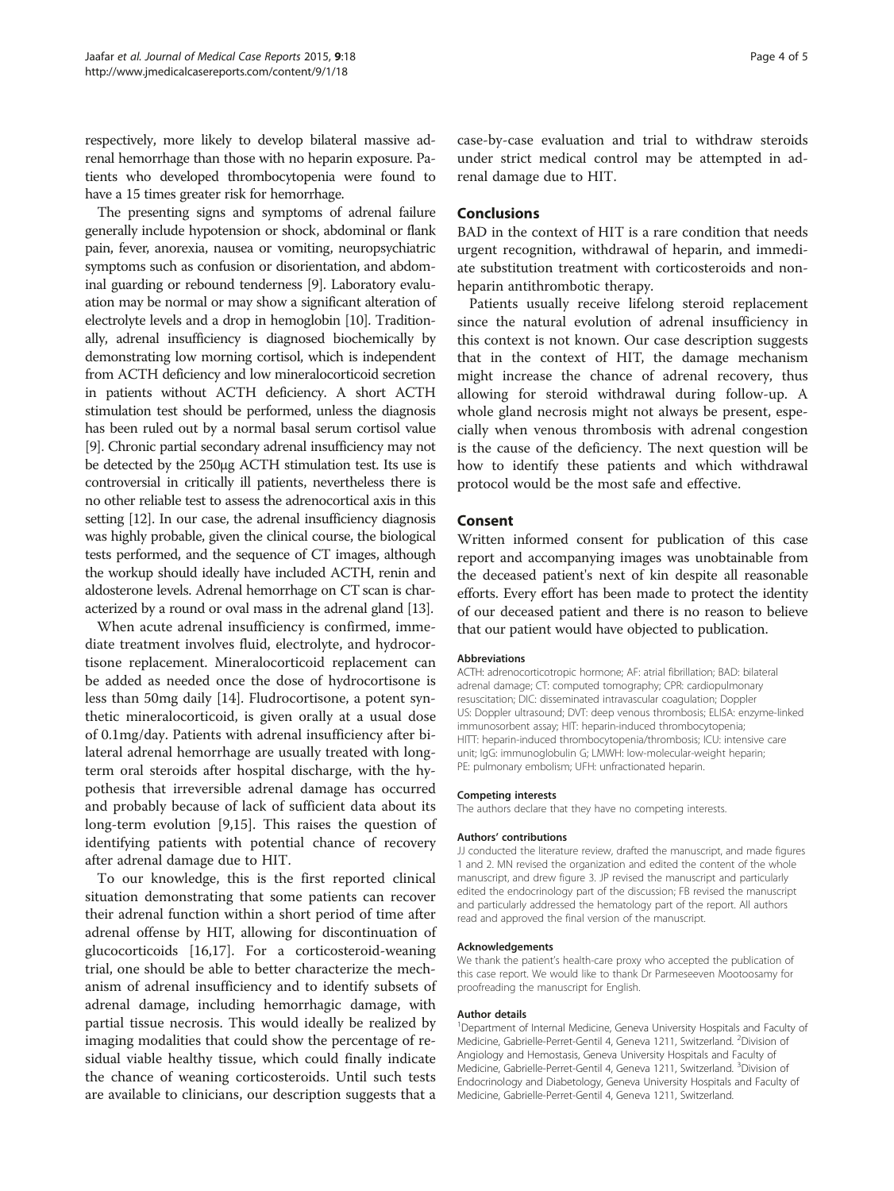respectively, more likely to develop bilateral massive adrenal hemorrhage than those with no heparin exposure. Patients who developed thrombocytopenia were found to have a 15 times greater risk for hemorrhage.

The presenting signs and symptoms of adrenal failure generally include hypotension or shock, abdominal or flank pain, fever, anorexia, nausea or vomiting, neuropsychiatric symptoms such as confusion or disorientation, and abdominal guarding or rebound tenderness [9]. Laboratory evaluation may be normal or may show a significant alteration of electrolyte levels and a drop in hemoglobin [10]. Traditionally, adrenal insufficiency is diagnosed biochemically by demonstrating low morning cortisol, which is independent from ACTH deficiency and low mineralocorticoid secretion in patients without ACTH deficiency. A short ACTH stimulation test should be performed, unless the diagnosis has been ruled out by a normal basal serum cortisol value [9]. Chronic partial secondary adrenal insufficiency may not be detected by the 250μg ACTH stimulation test. Its use is controversial in critically ill patients, nevertheless there is no other reliable test to assess the adrenocortical axis in this setting [12]. In our case, the adrenal insufficiency diagnosis was highly probable, given the clinical course, the biological tests performed, and the sequence of CT images, although the workup should ideally have included ACTH, renin and aldosterone levels. Adrenal hemorrhage on CT scan is characterized by a round or oval mass in the adrenal gland [13].

When acute adrenal insufficiency is confirmed, immediate treatment involves fluid, electrolyte, and hydrocortisone replacement. Mineralocorticoid replacement can be added as needed once the dose of hydrocortisone is less than 50mg daily [14]. Fludrocortisone, a potent synthetic mineralocorticoid, is given orally at a usual dose of 0.1mg/day. Patients with adrenal insufficiency after bilateral adrenal hemorrhage are usually treated with long-term oral steroids after hospital discharge, with the hypothesis that irreversible adrenal damage has occurred and probably because of lack of sufficient data about its long-term evolution [9,15]. This raises the question of identifying patients with potential chance of recovery after adrenal damage due to HIT.

To our knowledge, this is the first reported clinical situation demonstrating that some patients can recover their adrenal function within a short period of time after adrenal offense by HIT, allowing for discontinuation of glucocorticoids [16,17]. For a corticosteroid-weaning trial, one should be able to better characterize the mechanism of adrenal insufficiency and to identify subsets of adrenal damage, including hemorrhagic damage, with partial tissue necrosis. This would ideally be realized by imaging modalities that could show the percentage of residual viable healthy tissue, which could finally indicate the chance of weaning corticosteroids. Until such tests are available to clinicians, our description suggests that a case-by-case evaluation and trial to withdraw steroids under strict medical control may be attempted in adrenal damage due to HIT.

## Conclusions

BAD in the context of HIT is a rare condition that needs urgent recognition, withdrawal of heparin, and immediate substitution treatment with corticosteroids and non-heparin antithrombotic therapy.

Patients usually receive lifelong steroid replacement since the natural evolution of adrenal insufficiency in this context is not known. Our case description suggests that in the context of HIT, the damage mechanism might increase the chance of adrenal recovery, thus allowing for steroid withdrawal during follow-up. A whole gland necrosis might not always be present, especially when venous thrombosis with adrenal congestion is the cause of the deficiency. The next question will be how to identify these patients and which withdrawal protocol would be the most safe and effective.

## Consent

Written informed consent for publication of this case report and accompanying images was unobtainable from the deceased patient's next of kin despite all reasonable efforts. Every effort has been made to protect the identity of our deceased patient and there is no reason to believe that our patient would have objected to publication.

#### Abbreviations

ACTH: adrenocorticotropic hormone; AF: atrial fibrillation; BAD: bilateral adrenal damage; CT: computed tomography; CPR: cardiopulmonary resuscitation; DIC: disseminated intravascular coagulation; Doppler US: Doppler ultrasound; DVT: deep venous thrombosis; ELISA: enzyme-linked immunosorbent assay; HIT: heparin-induced thrombocytopenia; HITT: heparin-induced thrombocytopenia/thrombosis; ICU: intensive care unit; IgG: immunoglobulin G; LMWH: low-molecular-weight heparin; PE: pulmonary embolism; UFH: unfractionated heparin.

#### Competing interests

The authors declare that they have no competing interests.

#### Authors' contributions

JJ conducted the literature review, drafted the manuscript, and made figures 1 and 2. MN revised the organization and edited the content of the whole manuscript, and drew figure 3. JP revised the manuscript and particularly edited the endocrinology part of the discussion; FB revised the manuscript and particularly addressed the hematology part of the report. All authors read and approved the final version of the manuscript.

#### Acknowledgements

We thank the patient's health-care proxy who accepted the publication of this case report. We would like to thank Dr Parmeseeven Mootoosamy for proofreading the manuscript for English.

#### Author details

[1]Department of Internal Medicine, Geneva University Hospitals and Faculty of Medicine, Gabrielle-Perret-Gentil 4, Geneva 1211, Switzerland. [2]Division of Angiology and Hemostasis, Geneva University Hospitals and Faculty of Medicine, Gabrielle-Perret-Gentil 4, Geneva 1211, Switzerland. [3]Division of Endocrinology and Diabetology, Geneva University Hospitals and Faculty of Medicine, Gabrielle-Perret-Gentil 4, Geneva 1211, Switzerland.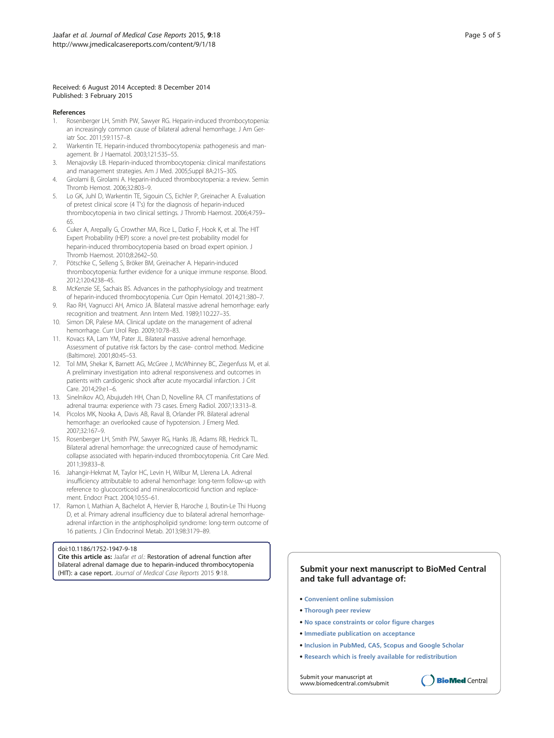Received: 6 August 2014 Accepted: 8 December 2014
Published: 3 February 2015

## References

1. Rosenberger LH, Smith PW, Sawyer RG. Heparin-induced thrombocytopenia: an increasingly common cause of bilateral adrenal hemorrhage. J Am Geriatr Soc. 2011;59:1157–8.
2. Warkentin TE. Heparin-induced thrombocytopenia: pathogenesis and management. Br J Haematol. 2003;121:535–55.
3. Menajovsky LB. Heparin-induced thrombocytopenia: clinical manifestations and management strategies. Am J Med. 2005;Suppl 8A:21S–30S.
4. Girolami B, Girolami A. Heparin-induced thrombocytopenia: a review. Semin Thromb Hemost. 2006;32:803–9.
5. Lo GK, Juhl D, Warkentin TE, Sigouin CS, Eichler P, Greinacher A. Evaluation of pretest clinical score (4 T's) for the diagnosis of heparin-induced thrombocytopenia in two clinical settings. J Thromb Haemost. 2006;4:759–65.
6. Cuker A, Arepally G, Crowther MA, Rice L, Datko F, Hook K, et al. The HIT Expert Probability (HEP) score: a novel pre-test probability model for heparin-induced thrombocytopenia based on broad expert opinion. J Thromb Haemost. 2010;8:2642–50.
7. Pötschke C, Selleng S, Bröker BM, Greinacher A. Heparin-induced thrombocytopenia: further evidence for a unique immune response. Blood. 2012;120:4238–45.
8. McKenzie SE, Sachais BS. Advances in the pathophysiology and treatment of heparin-induced thrombocytopenia. Curr Opin Hematol. 2014;21:380–7.
9. Rao RH, Vagnucci AH, Amico JA. Bilateral massive adrenal hemorrhage: early recognition and treatment. Ann Intern Med. 1989;110:227–35.
10. Simon DR, Palese MA. Clinical update on the management of adrenal hemorrhage. Curr Urol Rep. 2009;10:78–83.
11. Kovacs KA, Lam YM, Pater JL. Bilateral massive adrenal hemorrhage. Assessment of putative risk factors by the case- control method. Medicine (Baltimore). 2001;80:45–53.
12. Tol MM, Shekar K, Barnett AG, McGree J, McWhinney BC, Ziegenfuss M, et al. A preliminary investigation into adrenal responsiveness and outcomes in patients with cardiogenic shock after acute myocardial infarction. J Crit Care. 2014;29:e1–6.
13. Sinelnikov AO, Abujudeh HH, Chan D, Novelline RA. CT manifestations of adrenal trauma: experience with 73 cases. Emerg Radiol. 2007;13:313–8.
14. Picolos MK, Nooka A, Davis AB, Raval B, Orlander PR. Bilateral adrenal hemorrhage: an overlooked cause of hypotension. J Emerg Med. 2007;32:167–9.
15. Rosenberger LH, Smith PW, Sawyer RG, Hanks JB, Adams RB, Hedrick TL. Bilateral adrenal hemorrhage: the unrecognized cause of hemodynamic collapse associated with heparin-induced thrombocytopenia. Crit Care Med. 2011;39:833–8.
16. Jahangir-Hekmat M, Taylor HC, Levin H, Wilbur M, Llerena LA. Adrenal insufficiency attributable to adrenal hemorrhage: long-term follow-up with reference to glucocorticoid and mineralocorticoid function and replacement. Endocr Pract. 2004;10:55–61.
17. Ramon I, Mathian A, Bachelot A, Hervier B, Haroche J, Boutin-Le Thi Huong D, et al. Primary adrenal insufficiency due to bilateral adrenal hemorrhage-adrenal infarction in the antiphospholipid syndrome: long-term outcome of 16 patients. J Clin Endocrinol Metab. 2013;98:3179–89.

doi:10.1186/1752-1947-9-18

**Cite this article as:** Jaafar *et al.*: Restoration of adrenal function after bilateral adrenal damage due to heparin-induced thrombocytopenia (HIT): a case report. *Journal of Medical Case Reports* 2015 **9**:18.

**Submit your next manuscript to BioMed Central and take full advantage of:**

- **Convenient online submission**
- **Thorough peer review**
- **No space constraints or color figure charges**
- **Immediate publication on acceptance**
- **Inclusion in PubMed, CAS, Scopus and Google Scholar**
- **Research which is freely available for redistribution**

Submit your manuscript at
www.biomedcentral.com/submit

BioMed Central